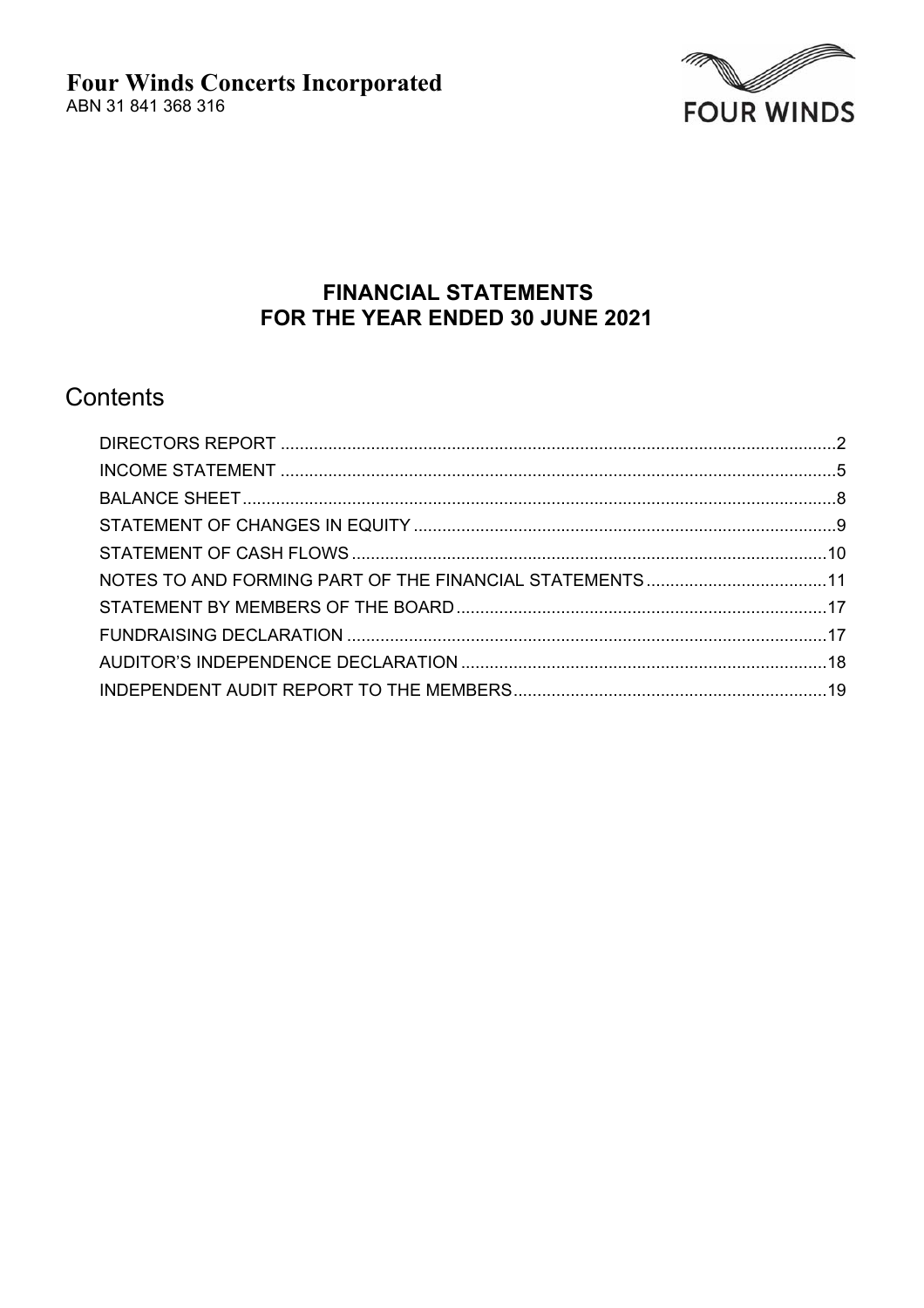# Four Winds Concerts Incorporated

ABN 31 841 368 316

FOUR WINDS

## FINANCIAL STATEMENTS
## FOR THE YEAR ENDED 30 JUNE 2021

## Contents

| | |
|---|---|
| DIRECTORS REPORT | 2 |
| INCOME STATEMENT | 5 |
| BALANCE SHEET | 8 |
| STATEMENT OF CHANGES IN EQUITY | 9 |
| STATEMENT OF CASH FLOWS | 10 |
| NOTES TO AND FORMING PART OF THE FINANCIAL STATEMENTS | 11 |
| STATEMENT BY MEMBERS OF THE BOARD | 17 |
| FUNDRAISING DECLARATION | 17 |
| AUDITOR'S INDEPENDENCE DECLARATION | 18 |
| INDEPENDENT AUDIT REPORT TO THE MEMBERS | 19 |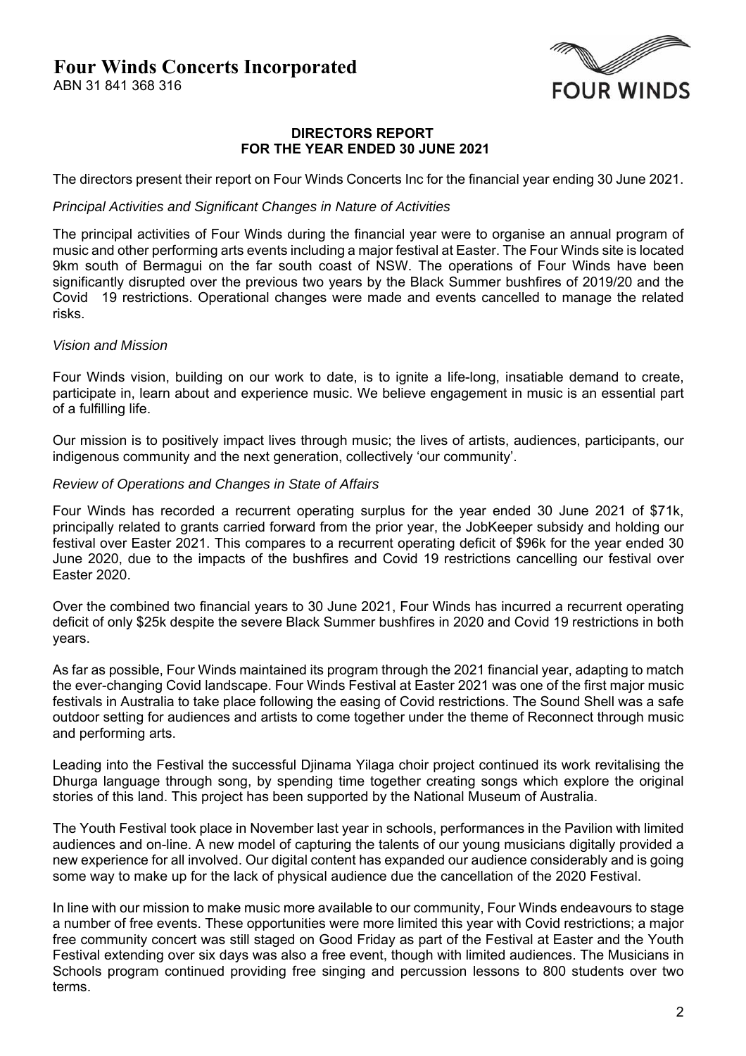# Four Winds Concerts Incorporated

ABN 31 841 368 316

FOUR WINDS

**DIRECTORS REPORT**
**FOR THE YEAR ENDED 30 JUNE 2021**

The directors present their report on Four Winds Concerts Inc for the financial year ending 30 June 2021.

*Principal Activities and Significant Changes in Nature of Activities*

The principal activities of Four Winds during the financial year were to organise an annual program of music and other performing arts events including a major festival at Easter. The Four Winds site is located 9km south of Bermagui on the far south coast of NSW. The operations of Four Winds have been significantly disrupted over the previous two years by the Black Summer bushfires of 2019/20 and the Covid 19 restrictions. Operational changes were made and events cancelled to manage the related risks.

*Vision and Mission*

Four Winds vision, building on our work to date, is to ignite a life-long, insatiable demand to create, participate in, learn about and experience music. We believe engagement in music is an essential part of a fulfilling life.

Our mission is to positively impact lives through music; the lives of artists, audiences, participants, our indigenous community and the next generation, collectively 'our community'.

*Review of Operations and Changes in State of Affairs*

Four Winds has recorded a recurrent operating surplus for the year ended 30 June 2021 of $71k, principally related to grants carried forward from the prior year, the JobKeeper subsidy and holding our festival over Easter 2021. This compares to a recurrent operating deficit of $96k for the year ended 30 June 2020, due to the impacts of the bushfires and Covid 19 restrictions cancelling our festival over Easter 2020.

Over the combined two financial years to 30 June 2021, Four Winds has incurred a recurrent operating deficit of only $25k despite the severe Black Summer bushfires in 2020 and Covid 19 restrictions in both years.

As far as possible, Four Winds maintained its program through the 2021 financial year, adapting to match the ever-changing Covid landscape. Four Winds Festival at Easter 2021 was one of the first major music festivals in Australia to take place following the easing of Covid restrictions. The Sound Shell was a safe outdoor setting for audiences and artists to come together under the theme of Reconnect through music and performing arts.

Leading into the Festival the successful Djinama Yilaga choir project continued its work revitalising the Dhurga language through song, by spending time together creating songs which explore the original stories of this land. This project has been supported by the National Museum of Australia.

The Youth Festival took place in November last year in schools, performances in the Pavilion with limited audiences and on-line. A new model of capturing the talents of our young musicians digitally provided a new experience for all involved. Our digital content has expanded our audience considerably and is going some way to make up for the lack of physical audience due the cancellation of the 2020 Festival.

In line with our mission to make music more available to our community, Four Winds endeavours to stage a number of free events. These opportunities were more limited this year with Covid restrictions; a major free community concert was still staged on Good Friday as part of the Festival at Easter and the Youth Festival extending over six days was also a free event, though with limited audiences. The Musicians in Schools program continued providing free singing and percussion lessons to 800 students over two terms.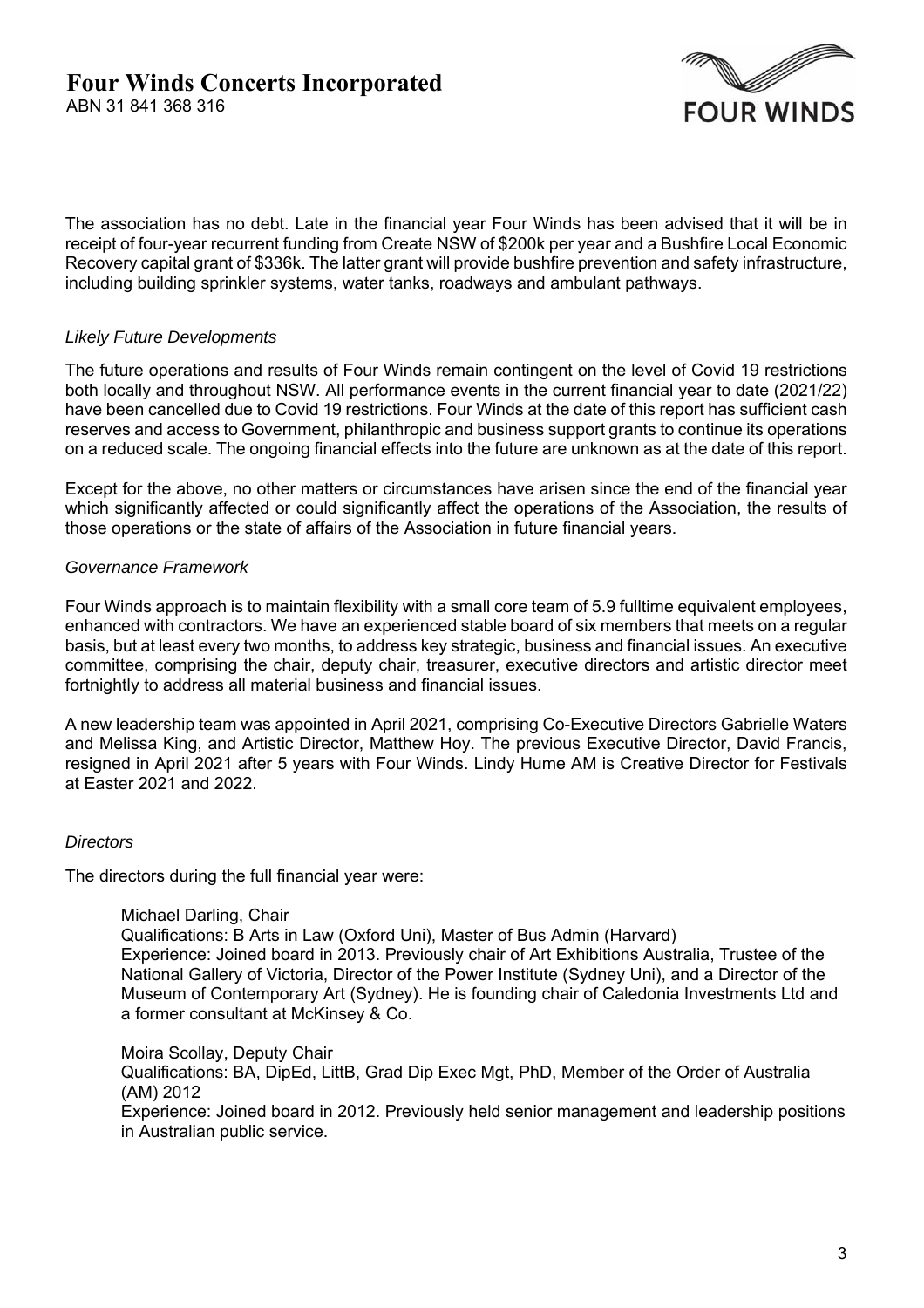The association has no debt. Late in the financial year Four Winds has been advised that it will be in receipt of four-year recurrent funding from Create NSW of $200k per year and a Bushfire Local Economic Recovery capital grant of $336k. The latter grant will provide bushfire prevention and safety infrastructure, including building sprinkler systems, water tanks, roadways and ambulant pathways.

*Likely Future Developments*

The future operations and results of Four Winds remain contingent on the level of Covid 19 restrictions both locally and throughout NSW. All performance events in the current financial year to date (2021/22) have been cancelled due to Covid 19 restrictions. Four Winds at the date of this report has sufficient cash reserves and access to Government, philanthropic and business support grants to continue its operations on a reduced scale. The ongoing financial effects into the future are unknown as at the date of this report.

Except for the above, no other matters or circumstances have arisen since the end of the financial year which significantly affected or could significantly affect the operations of the Association, the results of those operations or the state of affairs of the Association in future financial years.

*Governance Framework*

Four Winds approach is to maintain flexibility with a small core team of 5.9 fulltime equivalent employees, enhanced with contractors. We have an experienced stable board of six members that meets on a regular basis, but at least every two months, to address key strategic, business and financial issues. An executive committee, comprising the chair, deputy chair, treasurer, executive directors and artistic director meet fortnightly to address all material business and financial issues.

A new leadership team was appointed in April 2021, comprising Co-Executive Directors Gabrielle Waters and Melissa King, and Artistic Director, Matthew Hoy. The previous Executive Director, David Francis, resigned in April 2021 after 5 years with Four Winds. Lindy Hume AM is Creative Director for Festivals at Easter 2021 and 2022.

*Directors*

The directors during the full financial year were:

Michael Darling, Chair
Qualifications: B Arts in Law (Oxford Uni), Master of Bus Admin (Harvard)
Experience: Joined board in 2013. Previously chair of Art Exhibitions Australia, Trustee of the National Gallery of Victoria, Director of the Power Institute (Sydney Uni), and a Director of the Museum of Contemporary Art (Sydney). He is founding chair of Caledonia Investments Ltd and a former consultant at McKinsey & Co.

Moira Scollay, Deputy Chair
Qualifications: BA, DipEd, LittB, Grad Dip Exec Mgt, PhD, Member of the Order of Australia (AM) 2012
Experience: Joined board in 2012. Previously held senior management and leadership positions in Australian public service.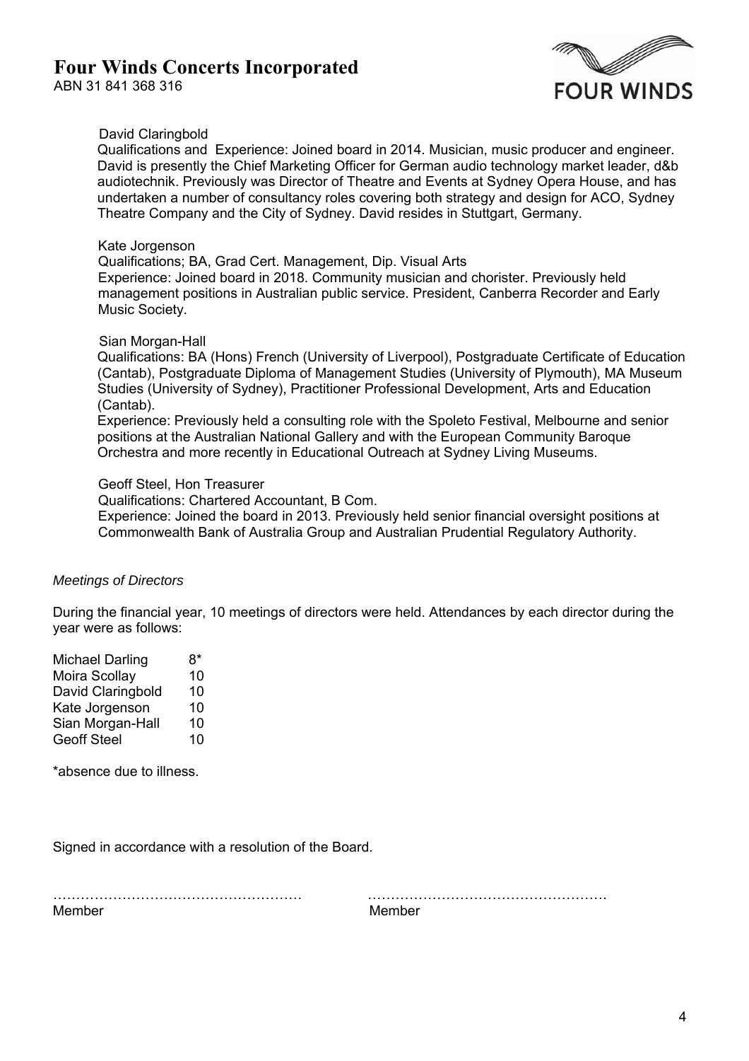# Four Winds Concerts Incorporated

ABN 31 841 368 316

David Claringbold

Qualifications and Experience: Joined board in 2014. Musician, music producer and engineer. David is presently the Chief Marketing Officer for German audio technology market leader, d&b audiotechnik. Previously was Director of Theatre and Events at Sydney Opera House, and has undertaken a number of consultancy roles covering both strategy and design for ACO, Sydney Theatre Company and the City of Sydney. David resides in Stuttgart, Germany.

Kate Jorgenson

Qualifications; BA, Grad Cert. Management, Dip. Visual Arts

Experience: Joined board in 2018. Community musician and chorister. Previously held management positions in Australian public service. President, Canberra Recorder and Early Music Society.

Sian Morgan-Hall

Qualifications: BA (Hons) French (University of Liverpool), Postgraduate Certificate of Education (Cantab), Postgraduate Diploma of Management Studies (University of Plymouth), MA Museum Studies (University of Sydney), Practitioner Professional Development, Arts and Education (Cantab).

Experience: Previously held a consulting role with the Spoleto Festival, Melbourne and senior positions at the Australian National Gallery and with the European Community Baroque Orchestra and more recently in Educational Outreach at Sydney Living Museums.

Geoff Steel, Hon Treasurer

Qualifications: Chartered Accountant, B Com.

Experience: Joined the board in 2013. Previously held senior financial oversight positions at Commonwealth Bank of Australia Group and Australian Prudential Regulatory Authority.

*Meetings of Directors*

During the financial year, 10 meetings of directors were held. Attendances by each director during the year were as follows:

| | |
|---|---|
| Michael Darling | 8* |
| Moira Scollay | 10 |
| David Claringbold | 10 |
| Kate Jorgenson | 10 |
| Sian Morgan-Hall | 10 |
| Geoff Steel | 10 |

*absence due to illness.

Signed in accordance with a resolution of the Board.

……………………………………………… ……………………………………………

Member Member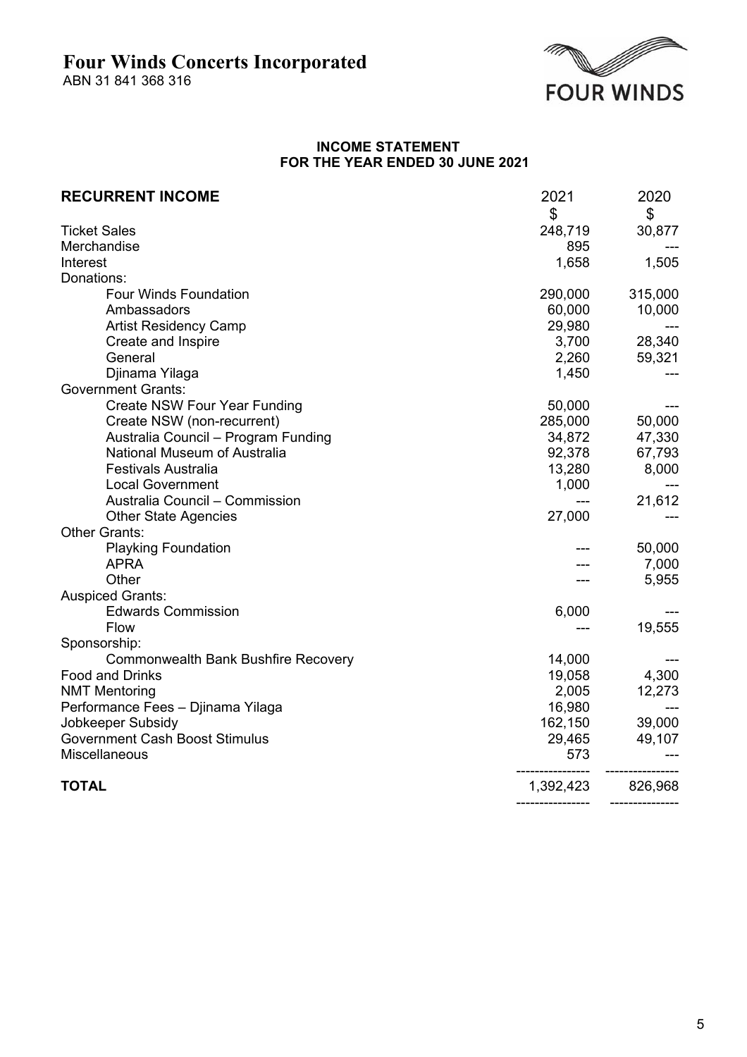# Four Winds Concerts Incorporated

ABN 31 841 368 316

FOUR WINDS

**INCOME STATEMENT**
**FOR THE YEAR ENDED 30 JUNE 2021**

| **RECURRENT INCOME** | 2021 | 2020 |
|---|---|---|
| | $ | $ |
| Ticket Sales | 248,719 | 30,877 |
| Merchandise | 895 | --- |
| Interest | 1,658 | 1,505 |
| Donations: | | |
| Four Winds Foundation | 290,000 | 315,000 |
| Ambassadors | 60,000 | 10,000 |
| Artist Residency Camp | 29,980 | --- |
| Create and Inspire | 3,700 | 28,340 |
| General | 2,260 | 59,321 |
| Djinama Yilaga | 1,450 | --- |
| Government Grants: | | |
| Create NSW Four Year Funding | 50,000 | --- |
| Create NSW (non-recurrent) | 285,000 | 50,000 |
| Australia Council – Program Funding | 34,872 | 47,330 |
| National Museum of Australia | 92,378 | 67,793 |
| Festivals Australia | 13,280 | 8,000 |
| Local Government | 1,000 | --- |
| Australia Council – Commission | --- | 21,612 |
| Other State Agencies | 27,000 | --- |
| Other Grants: | | |
| Playking Foundation | --- | 50,000 |
| APRA | --- | 7,000 |
| Other | --- | 5,955 |
| Auspiced Grants: | | |
| Edwards Commission | 6,000 | --- |
| Flow | --- | 19,555 |
| Sponsorship: | | |
| Commonwealth Bank Bushfire Recovery | 14,000 | --- |
| Food and Drinks | 19,058 | 4,300 |
| NMT Mentoring | 2,005 | 12,273 |
| Performance Fees – Djinama Yilaga | 16,980 | --- |
| Jobkeeper Subsidy | 162,150 | 39,000 |
| Government Cash Boost Stimulus | 29,465 | 49,107 |
| Miscellaneous | 573 | --- |
| **TOTAL** | 1,392,423 | 826,968 |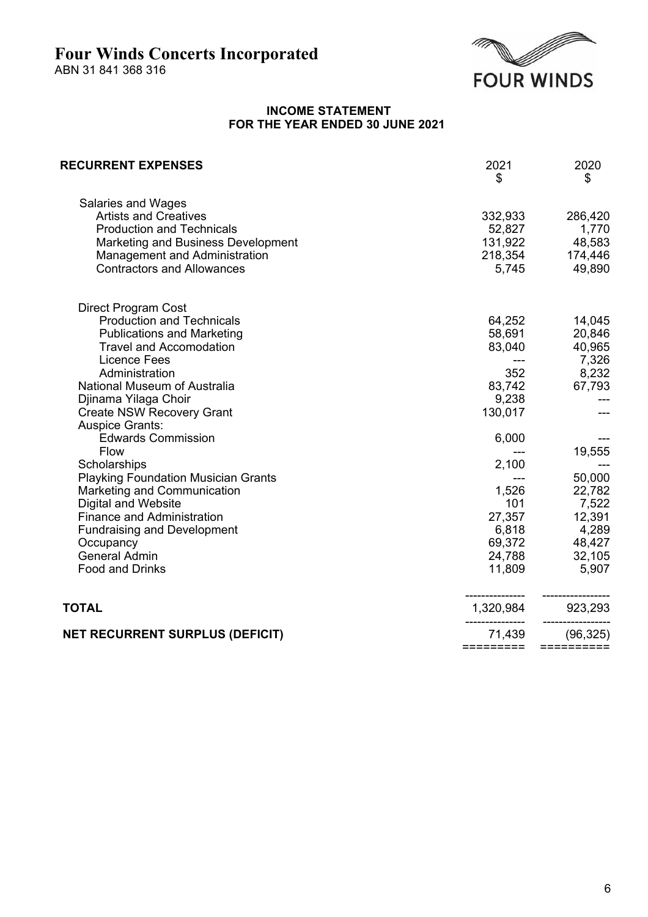# Four Winds Concerts Incorporated

ABN 31 841 368 316

FOUR WINDS

**INCOME STATEMENT**
**FOR THE YEAR ENDED 30 JUNE 2021**

| **RECURRENT EXPENSES** | 2021<br>$ | 2020<br>$ |
|---|---|---|
| Salaries and Wages | | |
| Artists and Creatives | 332,933 | 286,420 |
| Production and Technicals | 52,827 | 1,770 |
| Marketing and Business Development | 131,922 | 48,583 |
| Management and Administration | 218,354 | 174,446 |
| Contractors and Allowances | 5,745 | 49,890 |
| | | |
| Direct Program Cost | | |
| Production and Technicals | 64,252 | 14,045 |
| Publications and Marketing | 58,691 | 20,846 |
| Travel and Accomodation | 83,040 | 40,965 |
| Licence Fees | --- | 7,326 |
| Administration | 352 | 8,232 |
| National Museum of Australia | 83,742 | 67,793 |
| Djinama Yilaga Choir | 9,238 | --- |
| Create NSW Recovery Grant | 130,017 | --- |
| Auspice Grants: | | |
| Edwards Commission | 6,000 | --- |
| Flow | --- | 19,555 |
| Scholarships | 2,100 | --- |
| Playking Foundation Musician Grants | --- | 50,000 |
| Marketing and Communication | 1,526 | 22,782 |
| Digital and Website | 101 | 7,522 |
| Finance and Administration | 27,357 | 12,391 |
| Fundraising and Development | 6,818 | 4,289 |
| Occupancy | 69,372 | 48,427 |
| General Admin | 24,788 | 32,105 |
| Food and Drinks | 11,809 | 5,907 |
| **TOTAL** | 1,320,984 | 923,293 |
| **NET RECURRENT SURPLUS (DEFICIT)** | 71,439 | (96,325) |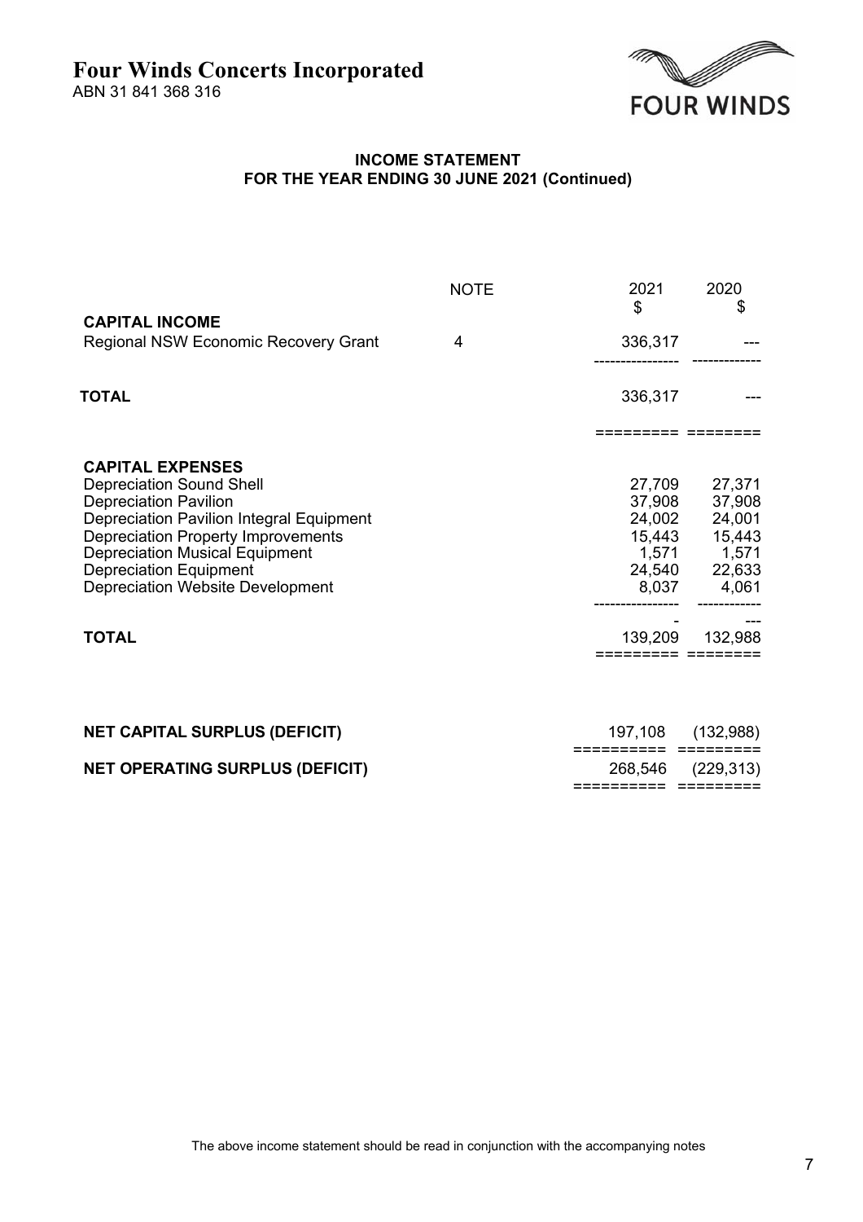# Four Winds Concerts Incorporated

ABN 31 841 368 316

FOUR WINDS

## INCOME STATEMENT
## FOR THE YEAR ENDING 30 JUNE 2021 (Continued)

| | NOTE | 2021<br>$ | 2020<br>$ |
|---|---|---|---|
| **CAPITAL INCOME** | | | |
| Regional NSW Economic Recovery Grant | 4 | 336,317 | --- |
| **TOTAL** | | 336,317 | --- |
| **CAPITAL EXPENSES** | | | |
| Depreciation Sound Shell | | 27,709 | 27,371 |
| Depreciation Pavilion | | 37,908 | 37,908 |
| Depreciation Pavilion Integral Equipment | | 24,002 | 24,001 |
| Depreciation Property Improvements | | 15,443 | 15,443 |
| Depreciation Musical Equipment | | 1,571 | 1,571 |
| Depreciation Equipment | | 24,540 | 22,633 |
| Depreciation Website Development | | 8,037 | 4,061 |
| | | - | --- |
| **TOTAL** | | 139,209 | 132,988 |
| **NET CAPITAL SURPLUS (DEFICIT)** | | 197,108 | (132,988) |
| **NET OPERATING SURPLUS (DEFICIT)** | | 268,546 | (229,313) |

The above income statement should be read in conjunction with the accompanying notes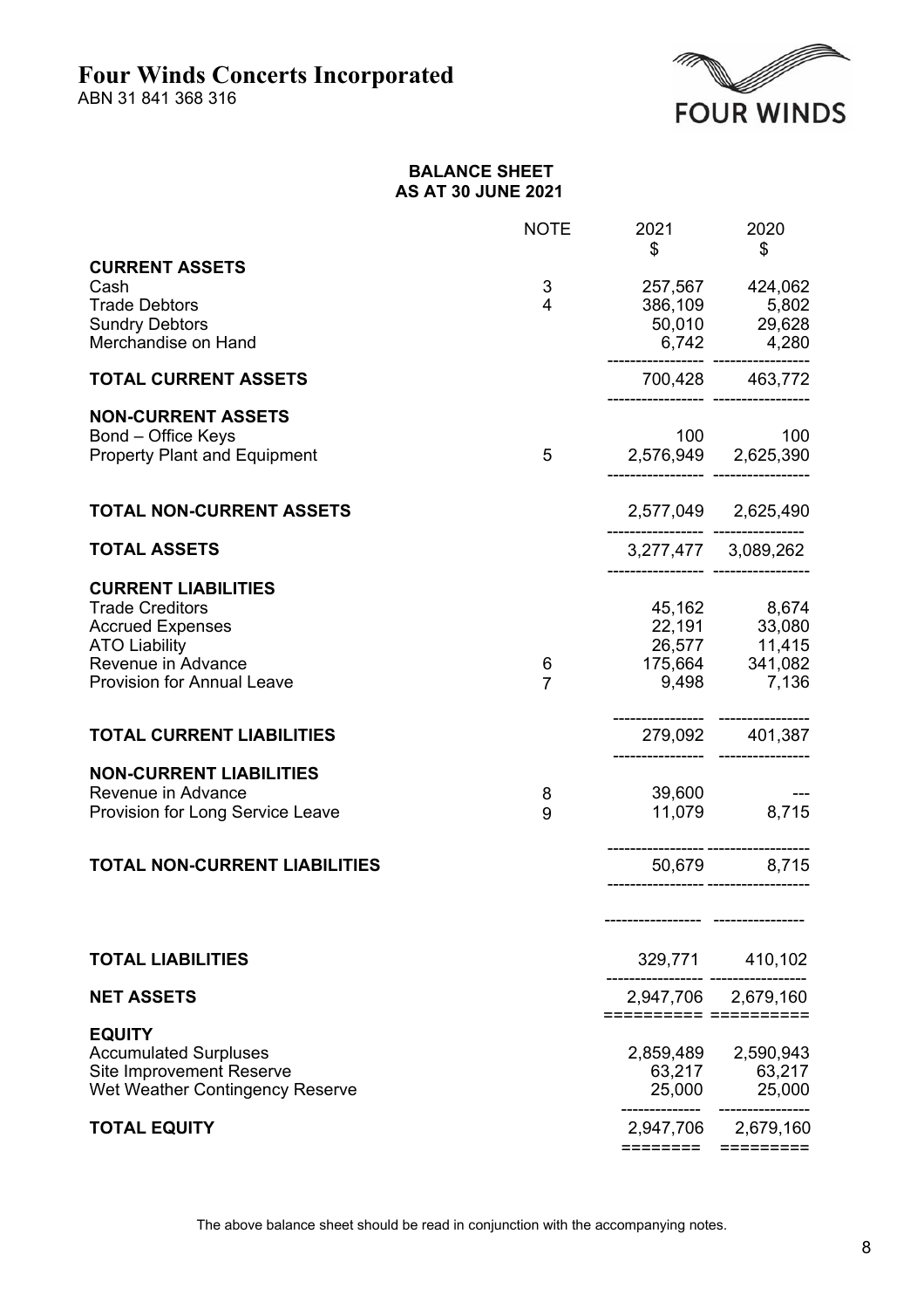# Four Winds Concerts Incorporated

ABN 31 841 368 316

## BALANCE SHEET
## AS AT 30 JUNE 2021

| | NOTE | 2021 $ | 2020 $ |
|---|---|---|---|
| **CURRENT ASSETS** | | | |
| Cash | 3 | 257,567 | 424,062 |
| Trade Debtors | 4 | 386,109 | 5,802 |
| Sundry Debtors | | 50,010 | 29,628 |
| Merchandise on Hand | | 6,742 | 4,280 |
| **TOTAL CURRENT ASSETS** | | 700,428 | 463,772 |
| **NON-CURRENT ASSETS** | | | |
| Bond – Office Keys | | 100 | 100 |
| Property Plant and Equipment | 5 | 2,576,949 | 2,625,390 |
| **TOTAL NON-CURRENT ASSETS** | | 2,577,049 | 2,625,490 |
| **TOTAL ASSETS** | | 3,277,477 | 3,089,262 |
| **CURRENT LIABILITIES** | | | |
| Trade Creditors | | 45,162 | 8,674 |
| Accrued Expenses | | 22,191 | 33,080 |
| ATO Liability | | 26,577 | 11,415 |
| Revenue in Advance | 6 | 175,664 | 341,082 |
| Provision for Annual Leave | 7 | 9,498 | 7,136 |
| **TOTAL CURRENT LIABILITIES** | | 279,092 | 401,387 |
| **NON-CURRENT LIABILITIES** | | | |
| Revenue in Advance | 8 | 39,600 | --- |
| Provision for Long Service Leave | 9 | 11,079 | 8,715 |
| **TOTAL NON-CURRENT LIABILITIES** | | 50,679 | 8,715 |
| **TOTAL LIABILITIES** | | 329,771 | 410,102 |
| **NET ASSETS** | | 2,947,706 | 2,679,160 |
| **EQUITY** | | | |
| Accumulated Surpluses | | 2,859,489 | 2,590,943 |
| Site Improvement Reserve | | 63,217 | 63,217 |
| Wet Weather Contingency Reserve | | 25,000 | 25,000 |
| **TOTAL EQUITY** | | 2,947,706 | 2,679,160 |

The above balance sheet should be read in conjunction with the accompanying notes.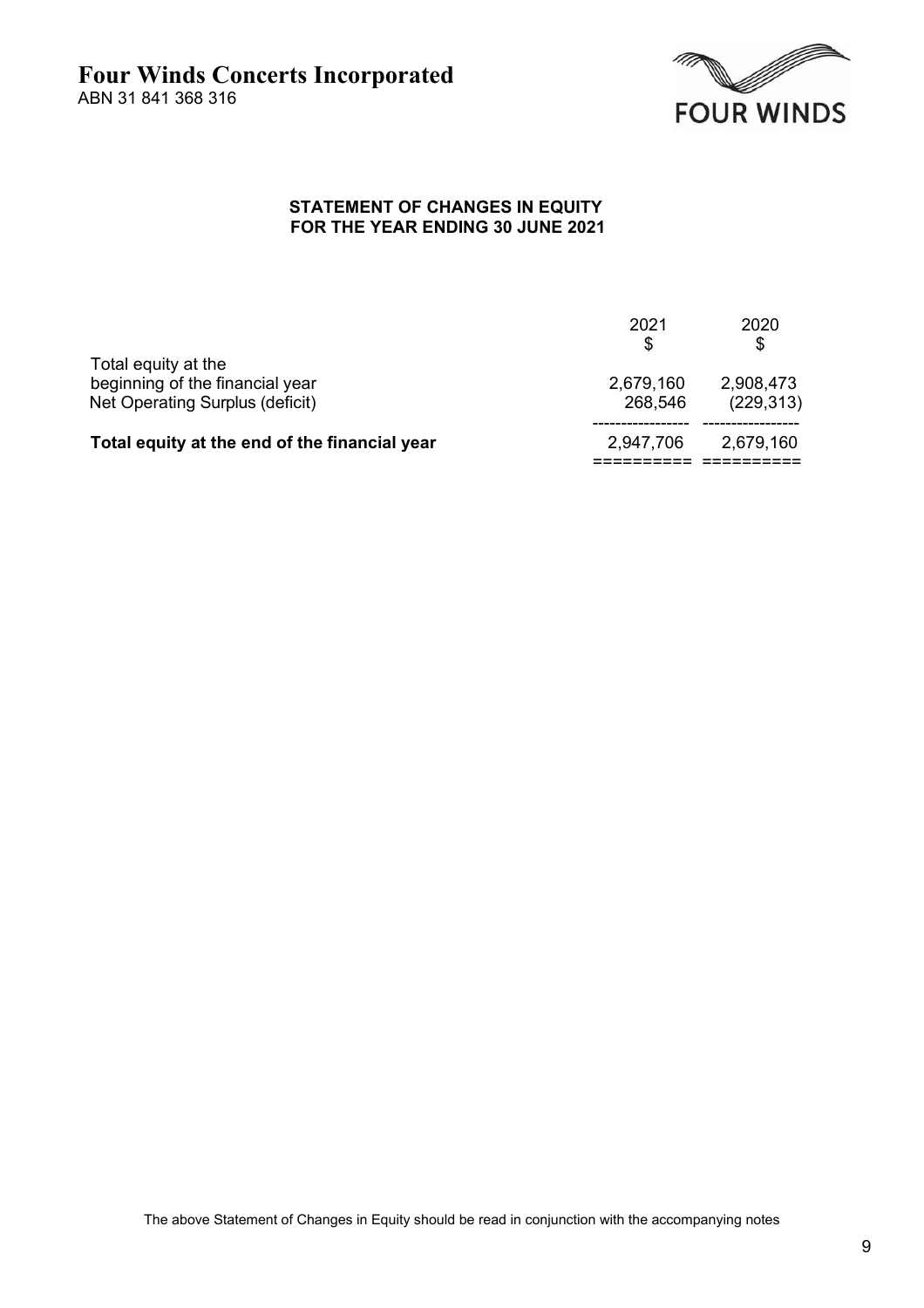# Four Winds Concerts Incorporated

ABN 31 841 368 316

## STATEMENT OF CHANGES IN EQUITY
## FOR THE YEAR ENDING 30 JUNE 2021

| | 2021<br>$ | 2020<br>$ |
|---|---|---|
| Total equity at the beginning of the financial year | 2,679,160 | 2,908,473 |
| Net Operating Surplus (deficit) | 268,546 | (229,313) |
| **Total equity at the end of the financial year** | 2,947,706 | 2,679,160 |

The above Statement of Changes in Equity should be read in conjunction with the accompanying notes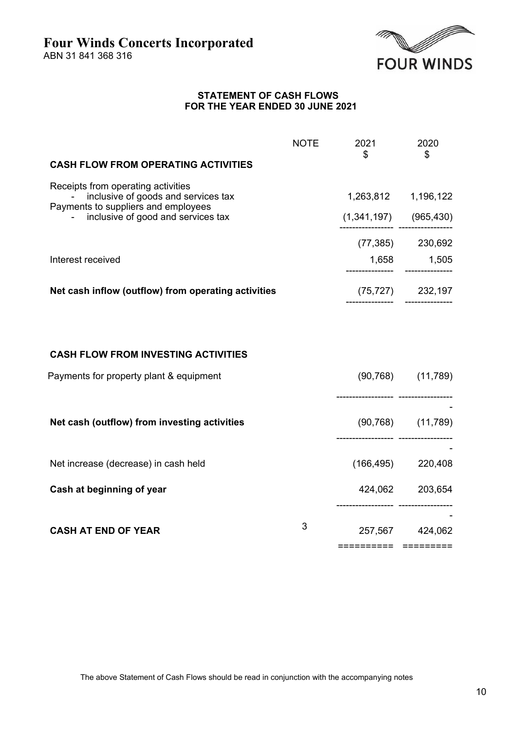# Four Winds Concerts Incorporated

ABN 31 841 368 316

FOUR WINDS

## STATEMENT OF CASH FLOWS
## FOR THE YEAR ENDED 30 JUNE 2021

| | NOTE | 2021<br>$ | 2020<br>$ |
|---|---|---|---|
| **CASH FLOW FROM OPERATING ACTIVITIES** | | | |
| Receipts from operating activities<br>- inclusive of goods and services tax | | 1,263,812 | 1,196,122 |
| Payments to suppliers and employees<br>- inclusive of good and services tax | | (1,341,197) | (965,430) |
| | | (77,385) | 230,692 |
| Interest received | | 1,658 | 1,505 |
| **Net cash inflow (outflow) from operating activities** | | (75,727) | 232,197 |
| | | | |
| **CASH FLOW FROM INVESTING ACTIVITIES** | | | |
| Payments for property plant & equipment | | (90,768) | (11,789) |
| **Net cash (outflow) from investing activities** | | (90,768) | (11,789) |
| Net increase (decrease) in cash held | | (166,495) | 220,408 |
| **Cash at beginning of year** | | 424,062 | 203,654 |
| **CASH AT END OF YEAR** | 3 | 257,567 | 424,062 |

The above Statement of Cash Flows should be read in conjunction with the accompanying notes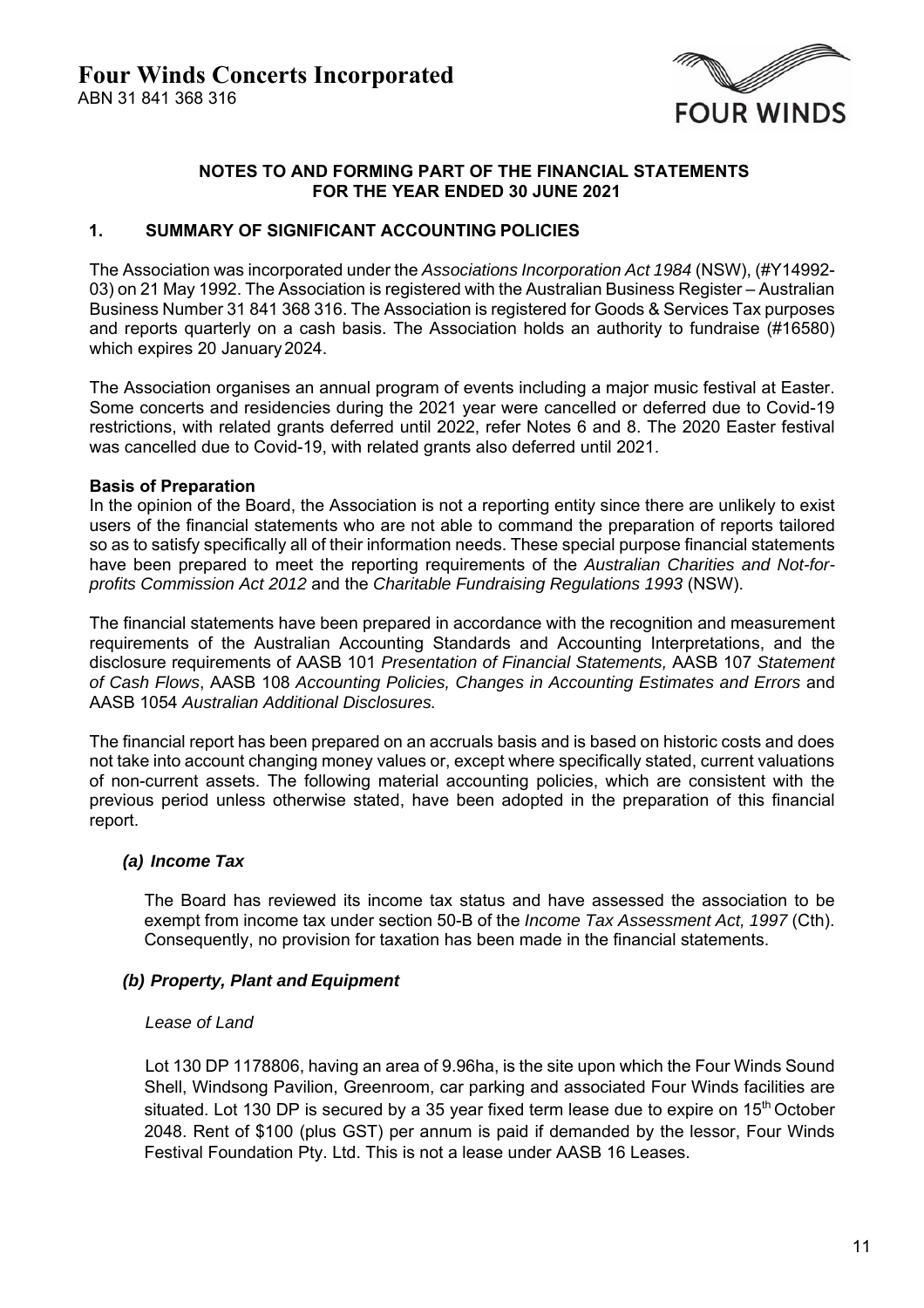# Four Winds Concerts Incorporated

ABN 31 841 368 316

FOUR WINDS

## NOTES TO AND FORMING PART OF THE FINANCIAL STATEMENTS FOR THE YEAR ENDED 30 JUNE 2021

### 1. SUMMARY OF SIGNIFICANT ACCOUNTING POLICIES

The Association was incorporated under the *Associations Incorporation Act 1984* (NSW), (#Y14992-03) on 21 May 1992. The Association is registered with the Australian Business Register – Australian Business Number 31 841 368 316. The Association is registered for Goods & Services Tax purposes and reports quarterly on a cash basis. The Association holds an authority to fundraise (#16580) which expires 20 January 2024.

The Association organises an annual program of events including a major music festival at Easter. Some concerts and residencies during the 2021 year were cancelled or deferred due to Covid-19 restrictions, with related grants deferred until 2022, refer Notes 6 and 8. The 2020 Easter festival was cancelled due to Covid-19, with related grants also deferred until 2021.

**Basis of Preparation**

In the opinion of the Board, the Association is not a reporting entity since there are unlikely to exist users of the financial statements who are not able to command the preparation of reports tailored so as to satisfy specifically all of their information needs. These special purpose financial statements have been prepared to meet the reporting requirements of the *Australian Charities and Not-for-profits Commission Act 2012* and the *Charitable Fundraising Regulations 1993* (NSW).

The financial statements have been prepared in accordance with the recognition and measurement requirements of the Australian Accounting Standards and Accounting Interpretations, and the disclosure requirements of AASB 101 *Presentation of Financial Statements,* AASB 107 *Statement of Cash Flows*, AASB 108 *Accounting Policies, Changes in Accounting Estimates and Errors* and AASB 1054 *Australian Additional Disclosures.*

The financial report has been prepared on an accruals basis and is based on historic costs and does not take into account changing money values or, except where specifically stated, current valuations of non-current assets. The following material accounting policies, which are consistent with the previous period unless otherwise stated, have been adopted in the preparation of this financial report.

#### *(a) Income Tax*

The Board has reviewed its income tax status and have assessed the association to be exempt from income tax under section 50-B of the *Income Tax Assessment Act, 1997* (Cth). Consequently, no provision for taxation has been made in the financial statements.

#### *(b) Property, Plant and Equipment*

*Lease of Land*

Lot 130 DP 1178806, having an area of 9.96ha, is the site upon which the Four Winds Sound Shell, Windsong Pavilion, Greenroom, car parking and associated Four Winds facilities are situated. Lot 130 DP is secured by a 35 year fixed term lease due to expire on 15th October 2048. Rent of $100 (plus GST) per annum is paid if demanded by the lessor, Four Winds Festival Foundation Pty. Ltd. This is not a lease under AASB 16 Leases.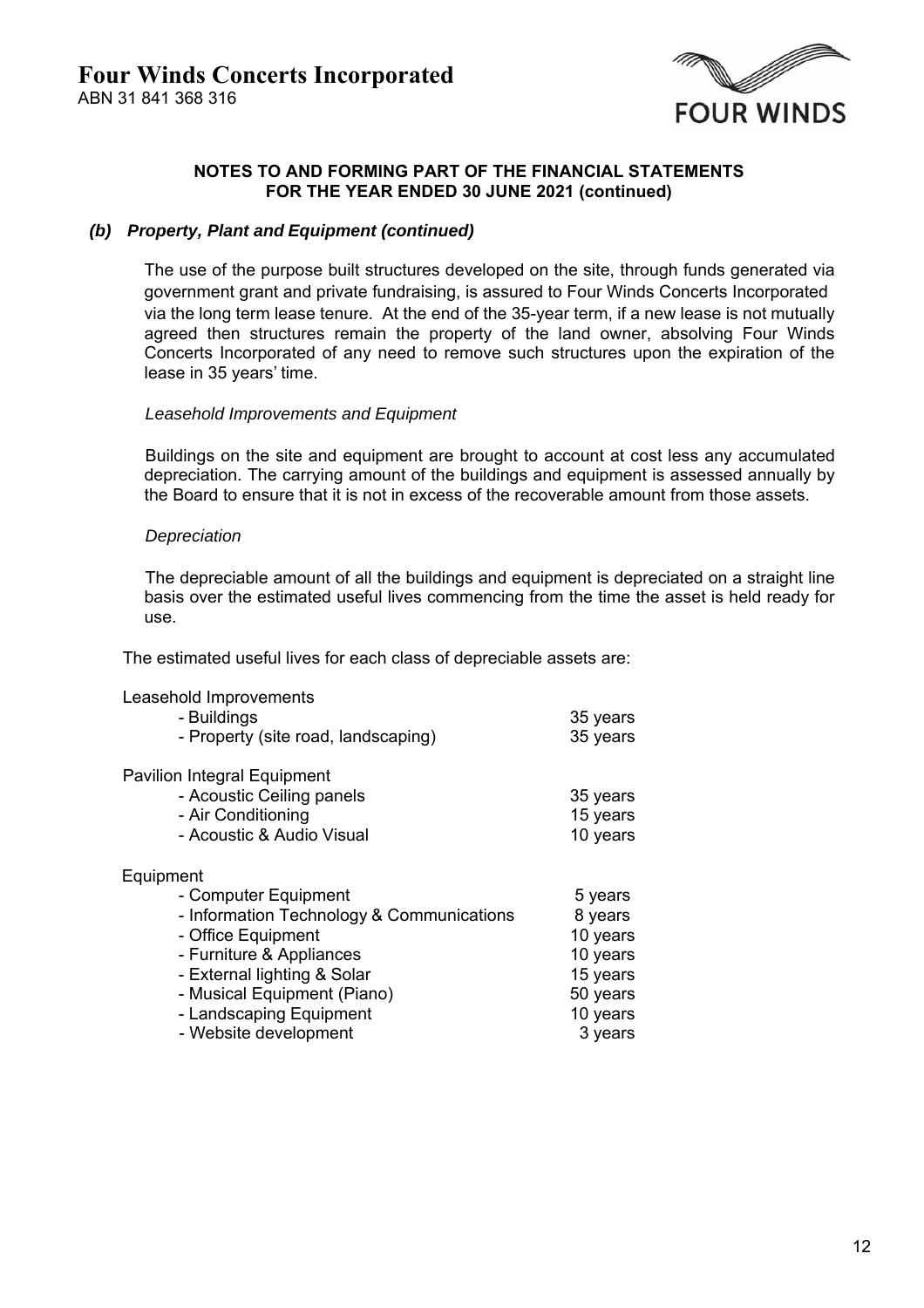# Four Winds Concerts Incorporated

ABN 31 841 368 316

**NOTES TO AND FORMING PART OF THE FINANCIAL STATEMENTS FOR THE YEAR ENDED 30 JUNE 2021 (continued)**

### *(b) Property, Plant and Equipment (continued)*

The use of the purpose built structures developed on the site, through funds generated via government grant and private fundraising, is assured to Four Winds Concerts Incorporated via the long term lease tenure. At the end of the 35-year term, if a new lease is not mutually agreed then structures remain the property of the land owner, absolving Four Winds Concerts Incorporated of any need to remove such structures upon the expiration of the lease in 35 years' time.

*Leasehold Improvements and Equipment*

Buildings on the site and equipment are brought to account at cost less any accumulated depreciation. The carrying amount of the buildings and equipment is assessed annually by the Board to ensure that it is not in excess of the recoverable amount from those assets.

*Depreciation*

The depreciable amount of all the buildings and equipment is depreciated on a straight line basis over the estimated useful lives commencing from the time the asset is held ready for use.

The estimated useful lives for each class of depreciable assets are:

| | |
|---|---|
| Leasehold Improvements | |
| - Buildings | 35 years |
| - Property (site road, landscaping) | 35 years |
| Pavilion Integral Equipment | |
| - Acoustic Ceiling panels | 35 years |
| - Air Conditioning | 15 years |
| - Acoustic & Audio Visual | 10 years |
| Equipment | |
| - Computer Equipment | 5 years |
| - Information Technology & Communications | 8 years |
| - Office Equipment | 10 years |
| - Furniture & Appliances | 10 years |
| - External lighting & Solar | 15 years |
| - Musical Equipment (Piano) | 50 years |
| - Landscaping Equipment | 10 years |
| - Website development | 3 years |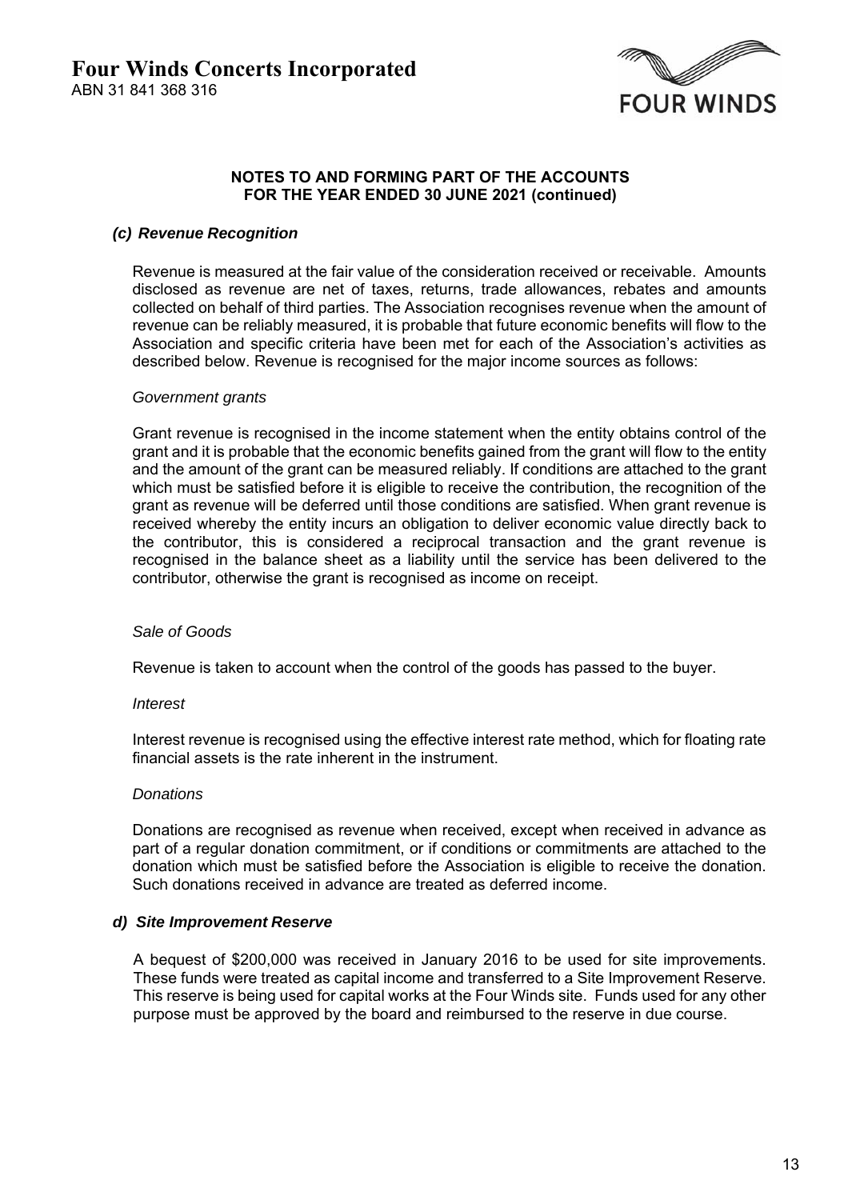# Four Winds Concerts Incorporated

ABN 31 841 368 316

**NOTES TO AND FORMING PART OF THE ACCOUNTS**
**FOR THE YEAR ENDED 30 JUNE 2021 (continued)**

### *(c) Revenue Recognition*

Revenue is measured at the fair value of the consideration received or receivable. Amounts disclosed as revenue are net of taxes, returns, trade allowances, rebates and amounts collected on behalf of third parties. The Association recognises revenue when the amount of revenue can be reliably measured, it is probable that future economic benefits will flow to the Association and specific criteria have been met for each of the Association's activities as described below. Revenue is recognised for the major income sources as follows:

*Government grants*

Grant revenue is recognised in the income statement when the entity obtains control of the grant and it is probable that the economic benefits gained from the grant will flow to the entity and the amount of the grant can be measured reliably. If conditions are attached to the grant which must be satisfied before it is eligible to receive the contribution, the recognition of the grant as revenue will be deferred until those conditions are satisfied. When grant revenue is received whereby the entity incurs an obligation to deliver economic value directly back to the contributor, this is considered a reciprocal transaction and the grant revenue is recognised in the balance sheet as a liability until the service has been delivered to the contributor, otherwise the grant is recognised as income on receipt.

*Sale of Goods*

Revenue is taken to account when the control of the goods has passed to the buyer.

*Interest*

Interest revenue is recognised using the effective interest rate method, which for floating rate financial assets is the rate inherent in the instrument.

*Donations*

Donations are recognised as revenue when received, except when received in advance as part of a regular donation commitment, or if conditions or commitments are attached to the donation which must be satisfied before the Association is eligible to receive the donation. Such donations received in advance are treated as deferred income.

### *d) Site Improvement Reserve*

A bequest of $200,000 was received in January 2016 to be used for site improvements. These funds were treated as capital income and transferred to a Site Improvement Reserve. This reserve is being used for capital works at the Four Winds site. Funds used for any other purpose must be approved by the board and reimbursed to the reserve in due course.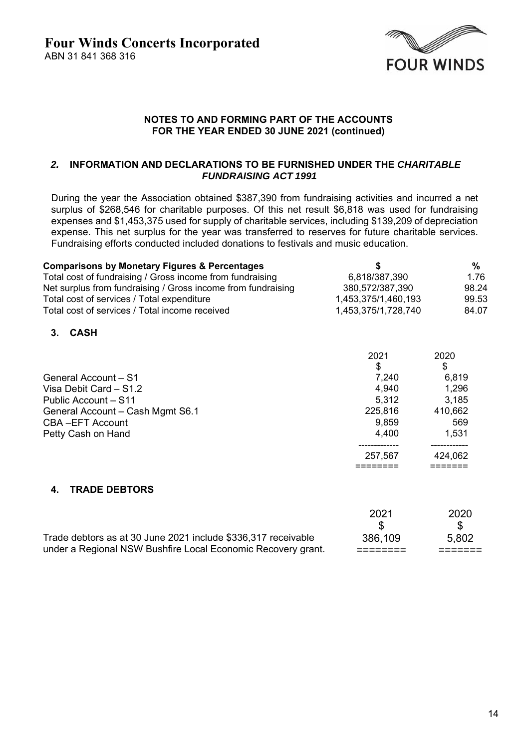# Four Winds Concerts Incorporated

ABN 31 841 368 316

FOUR WINDS

**NOTES TO AND FORMING PART OF THE ACCOUNTS**
**FOR THE YEAR ENDED 30 JUNE 2021 (continued)**

## *2.* INFORMATION AND DECLARATIONS TO BE FURNISHED UNDER THE *CHARITABLE FUNDRAISING ACT 1991*

During the year the Association obtained $387,390 from fundraising activities and incurred a net surplus of $268,546 for charitable purposes. Of this net result $6,818 was used for fundraising expenses and $1,453,375 used for supply of charitable services, including $139,209 of depreciation expense. This net surplus for the year was transferred to reserves for future charitable services. Fundraising efforts conducted included donations to festivals and music education.

| **Comparisons by Monetary Figures & Percentages** | **$** | **%** |
|---|---|---|
| Total cost of fundraising / Gross income from fundraising | 6,818/387,390 | 1.76 |
| Net surplus from fundraising / Gross income from fundraising | 380,572/387,390 | 98.24 |
| Total cost of services / Total expenditure | 1,453,375/1,460,193 | 99.53 |
| Total cost of services / Total income received | 1,453,375/1,728,740 | 84.07 |

## 3. CASH

| | 2021<br>$ | 2020<br>$ |
|---|---|---|
| General Account – S1 | 7,240 | 6,819 |
| Visa Debit Card – S1.2 | 4,940 | 1,296 |
| Public Account – S11 | 5,312 | 3,185 |
| General Account – Cash Mgmt S6.1 | 225,816 | 410,662 |
| CBA –EFT Account | 9,859 | 569 |
| Petty Cash on Hand | 4,400 | 1,531 |
| | 257,567 | 424,062 |

## 4. TRADE DEBTORS

| | 2021<br>$ | 2020<br>$ |
|---|---|---|
| Trade debtors as at 30 June 2021 include $336,317 receivable under a Regional NSW Bushfire Local Economic Recovery grant. | 386,109 | 5,802 |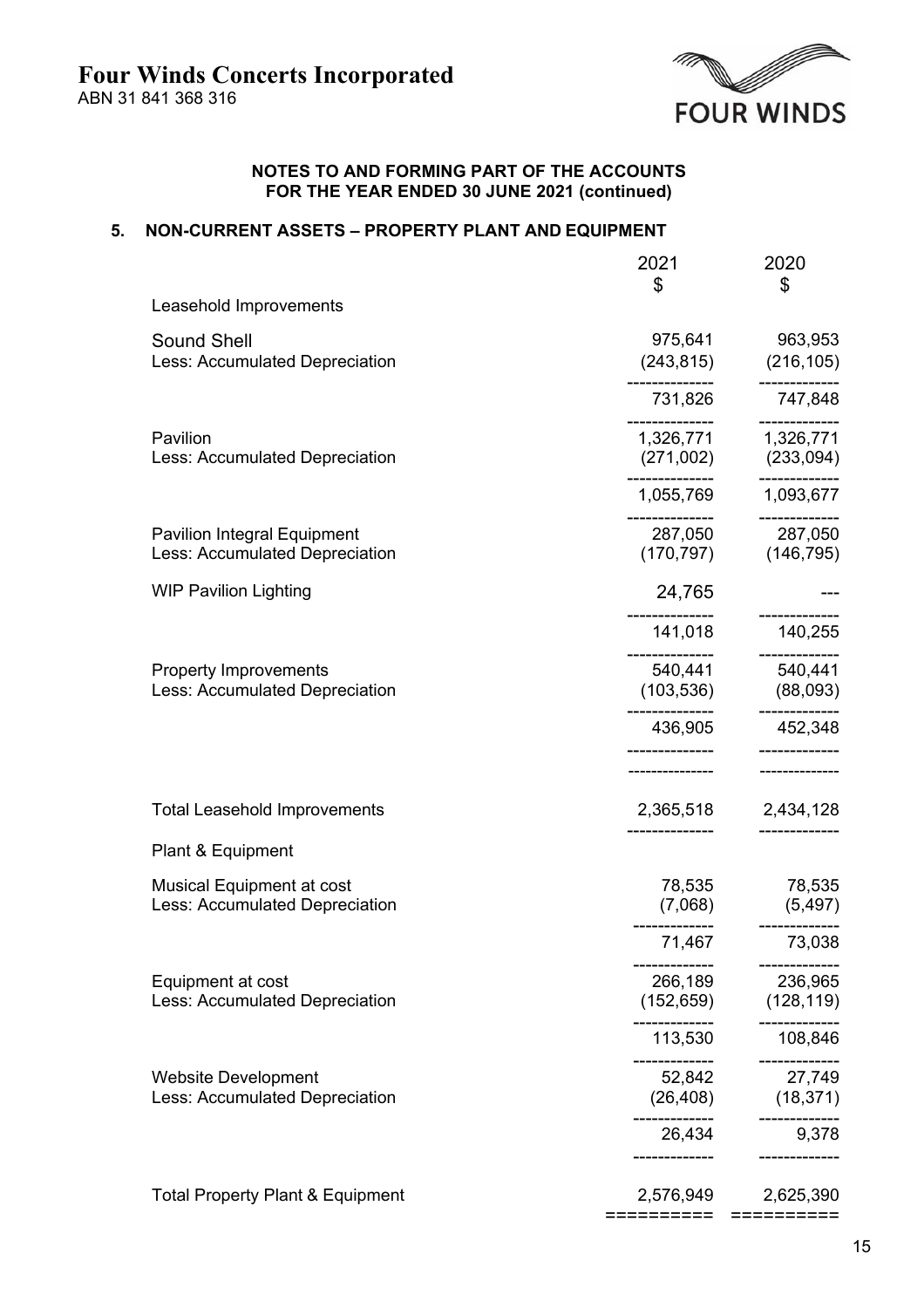# Four Winds Concerts Incorporated

ABN 31 841 368 316

FOUR WINDS

**NOTES TO AND FORMING PART OF THE ACCOUNTS**
**FOR THE YEAR ENDED 30 JUNE 2021 (continued)**

## 5. NON-CURRENT ASSETS – PROPERTY PLANT AND EQUIPMENT

| | 2021 $ | 2020 $ |
|---|---|---|
| Leasehold Improvements | | |
| Sound Shell | 975,641 | 963,953 |
| Less: Accumulated Depreciation | (243,815) | (216,105) |
| | 731,826 | 747,848 |
| Pavilion | 1,326,771 | 1,326,771 |
| Less: Accumulated Depreciation | (271,002) | (233,094) |
| | 1,055,769 | 1,093,677 |
| Pavilion Integral Equipment | 287,050 | 287,050 |
| Less: Accumulated Depreciation | (170,797) | (146,795) |
| WIP Pavilion Lighting | 24,765 | --- |
| | 141,018 | 140,255 |
| Property Improvements | 540,441 | 540,441 |
| Less: Accumulated Depreciation | (103,536) | (88,093) |
| | 436,905 | 452,348 |
| Total Leasehold Improvements | 2,365,518 | 2,434,128 |
| Plant & Equipment | | |
| Musical Equipment at cost | 78,535 | 78,535 |
| Less: Accumulated Depreciation | (7,068) | (5,497) |
| | 71,467 | 73,038 |
| Equipment at cost | 266,189 | 236,965 |
| Less: Accumulated Depreciation | (152,659) | (128,119) |
| | 113,530 | 108,846 |
| Website Development | 52,842 | 27,749 |
| Less: Accumulated Depreciation | (26,408) | (18,371) |
| | 26,434 | 9,378 |
| Total Property Plant & Equipment | 2,576,949 | 2,625,390 |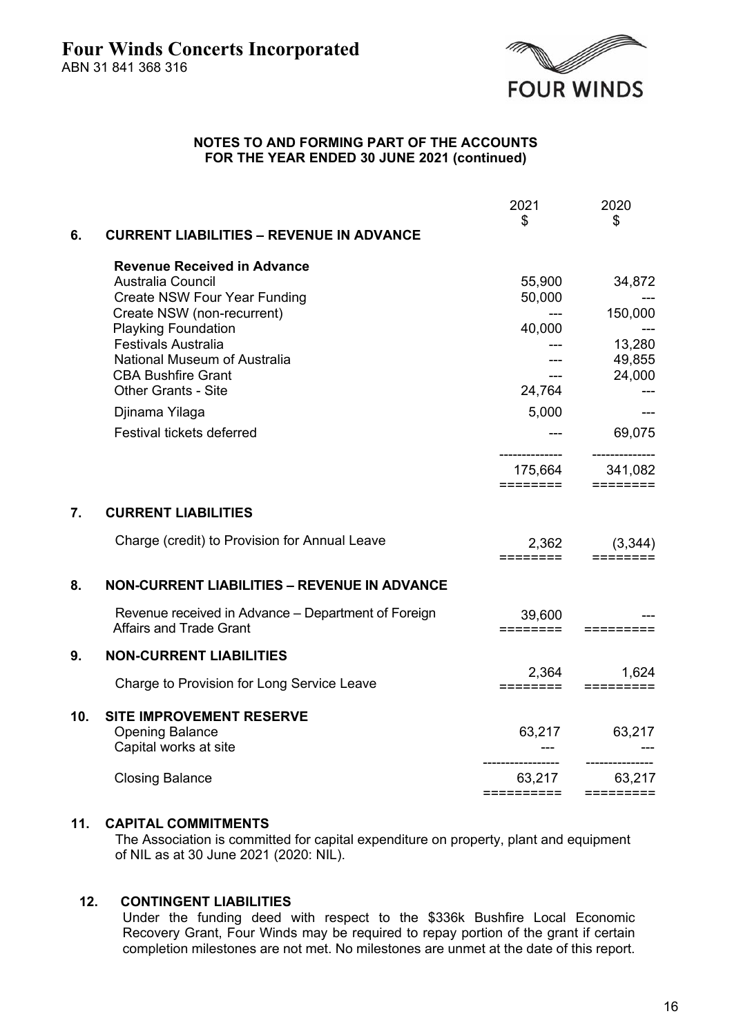# Four Winds Concerts Incorporated

ABN 31 841 368 316

**NOTES TO AND FORMING PART OF THE ACCOUNTS FOR THE YEAR ENDED 30 JUNE 2021 (continued)**

| | | 2021 $ | 2020 $ |
|---|---|---|---|
| **6.** | **CURRENT LIABILITIES – REVENUE IN ADVANCE** | | |
| | **Revenue Received in Advance** | | |
| | Australia Council | 55,900 | 34,872 |
| | Create NSW Four Year Funding | 50,000 | --- |
| | Create NSW (non-recurrent) | --- | 150,000 |
| | Playking Foundation | 40,000 | --- |
| | Festivals Australia | --- | 13,280 |
| | National Museum of Australia | --- | 49,855 |
| | CBA Bushfire Grant | --- | 24,000 |
| | Other Grants - Site | 24,764 | --- |
| | Djinama Yilaga | 5,000 | --- |
| | Festival tickets deferred | --- | 69,075 |
| | | 175,664 | 341,082 |
| **7.** | **CURRENT LIABILITIES** | | |
| | Charge (credit) to Provision for Annual Leave | 2,362 | (3,344) |
| **8.** | **NON-CURRENT LIABILITIES – REVENUE IN ADVANCE** | | |
| | Revenue received in Advance – Department of Foreign Affairs and Trade Grant | 39,600 | --- |
| **9.** | **NON-CURRENT LIABILITIES** | | |
| | Charge to Provision for Long Service Leave | 2,364 | 1,624 |
| **10.** | **SITE IMPROVEMENT RESERVE** | | |
| | Opening Balance | 63,217 | 63,217 |
| | Capital works at site | --- | --- |
| | Closing Balance | 63,217 | 63,217 |

## 11. CAPITAL COMMITMENTS

The Association is committed for capital expenditure on property, plant and equipment of NIL as at 30 June 2021 (2020: NIL).

## 12. CONTINGENT LIABILITIES

Under the funding deed with respect to the $336k Bushfire Local Economic Recovery Grant, Four Winds may be required to repay portion of the grant if certain completion milestones are not met. No milestones are unmet at the date of this report.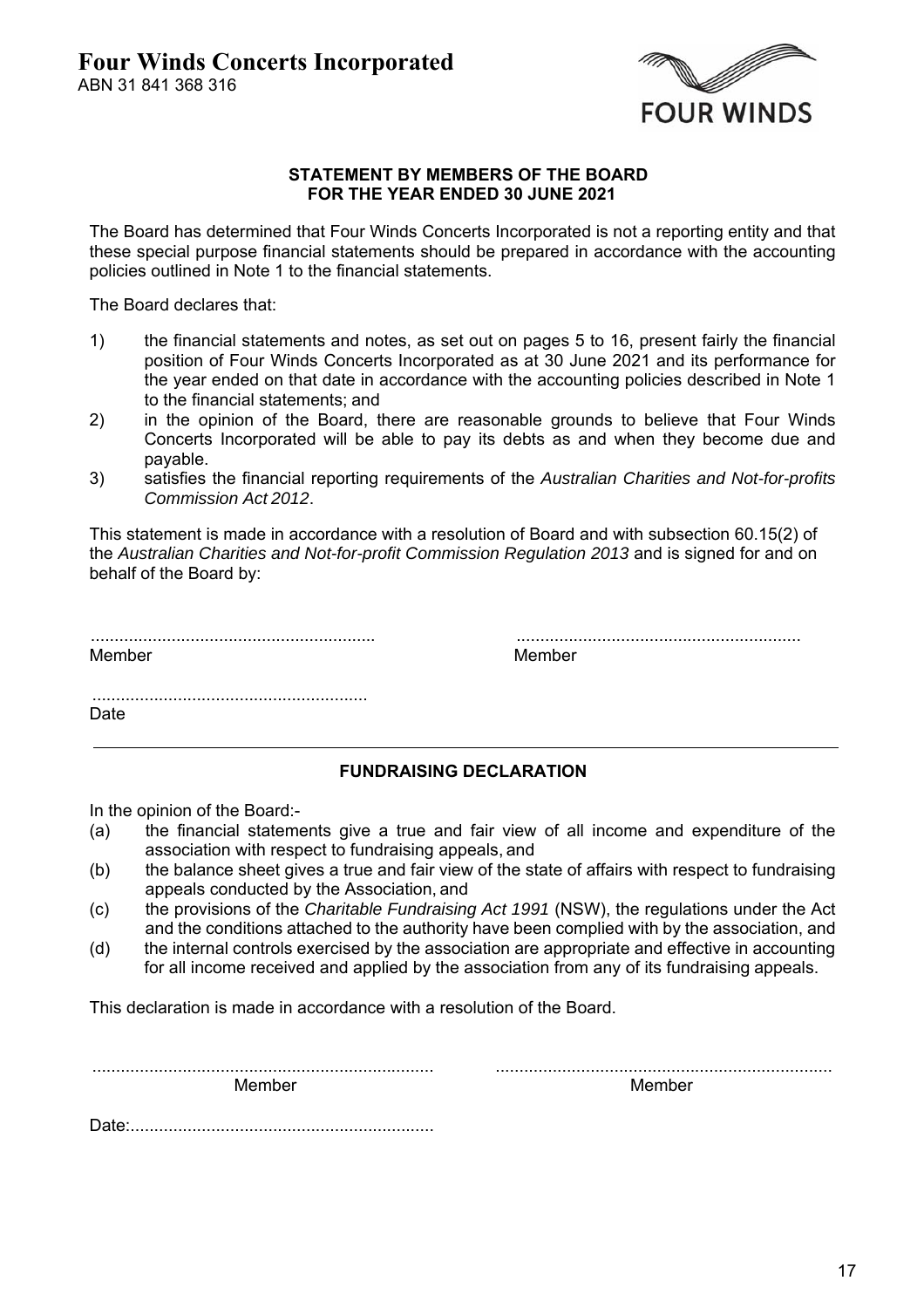# Four Winds Concerts Incorporated

ABN 31 841 368 316

FOUR WINDS

**STATEMENT BY MEMBERS OF THE BOARD**
**FOR THE YEAR ENDED 30 JUNE 2021**

The Board has determined that Four Winds Concerts Incorporated is not a reporting entity and that these special purpose financial statements should be prepared in accordance with the accounting policies outlined in Note 1 to the financial statements.

The Board declares that:

1) the financial statements and notes, as set out on pages 5 to 16, present fairly the financial position of Four Winds Concerts Incorporated as at 30 June 2021 and its performance for the year ended on that date in accordance with the accounting policies described in Note 1 to the financial statements; and
2) in the opinion of the Board, there are reasonable grounds to believe that Four Winds Concerts Incorporated will be able to pay its debts as and when they become due and payable.
3) satisfies the financial reporting requirements of the *Australian Charities and Not-for-profits Commission Act 2012*.

This statement is made in accordance with a resolution of Board and with subsection 60.15(2) of the *Australian Charities and Not-for-profit Commission Regulation 2013* and is signed for and on behalf of the Board by:

............................................................ ............................................................
Member Member

..........................................................
Date

---

**FUNDRAISING DECLARATION**

In the opinion of the Board:-

(a) the financial statements give a true and fair view of all income and expenditure of the association with respect to fundraising appeals, and
(b) the balance sheet gives a true and fair view of the state of affairs with respect to fundraising appeals conducted by the Association, and
(c) the provisions of the *Charitable Fundraising Act 1991* (NSW), the regulations under the Act and the conditions attached to the authority have been complied with by the association, and
(d) the internal controls exercised by the association are appropriate and effective in accounting for all income received and applied by the association from any of its fundraising appeals.

This declaration is made in accordance with a resolution of the Board.

........................................................................ ........................................................................
Member Member

Date:................................................................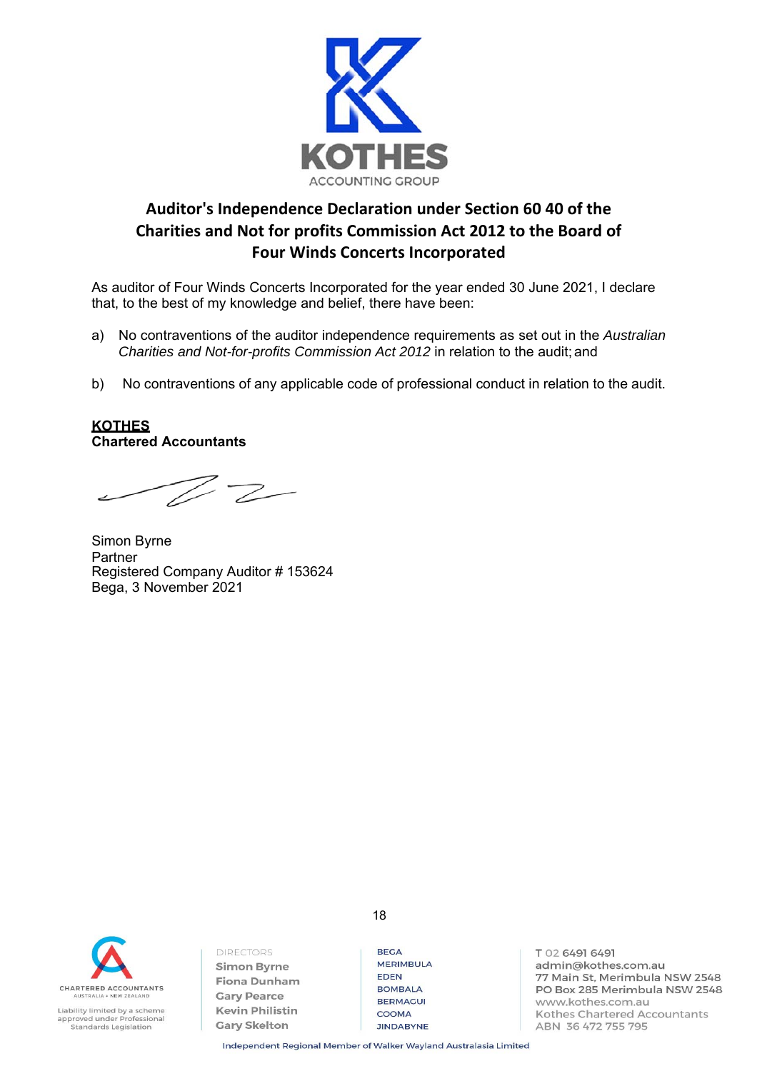KOTHES
ACCOUNTING GROUP

# Auditor's Independence Declaration under Section 60 40 of the Charities and Not for profits Commission Act 2012 to the Board of Four Winds Concerts Incorporated

As auditor of Four Winds Concerts Incorporated for the year ended 30 June 2021, I declare that, to the best of my knowledge and belief, there have been:

a) No contraventions of the auditor independence requirements as set out in the *Australian Charities and Not-for-profits Commission Act 2012* in relation to the audit; and

b) No contraventions of any applicable code of professional conduct in relation to the audit.

**KOTHES**
**Chartered Accountants**

Simon Byrne
Partner
Registered Company Auditor # 153624
Bega, 3 November 2021

CHARTERED ACCOUNTANTS
AUSTRALIA + NEW ZEALAND

Liability limited by a scheme approved under Professional Standards Legislation

DIRECTORS
Simon Byrne
Fiona Dunham
Gary Pearce
Kevin Philistin
Gary Skelton

BEGA
MERIMBULA
EDEN
BOMBALA
BERMAGUI
COOMA
JINDABYNE

T 02 6491 6491
admin@kothes.com.au
77 Main St, Merimbula NSW 2548
PO Box 285 Merimbula NSW 2548
www.kothes.com.au
Kothes Chartered Accountants
ABN 36 472 755 795

Independent Regional Member of Walker Wayland Australasia Limited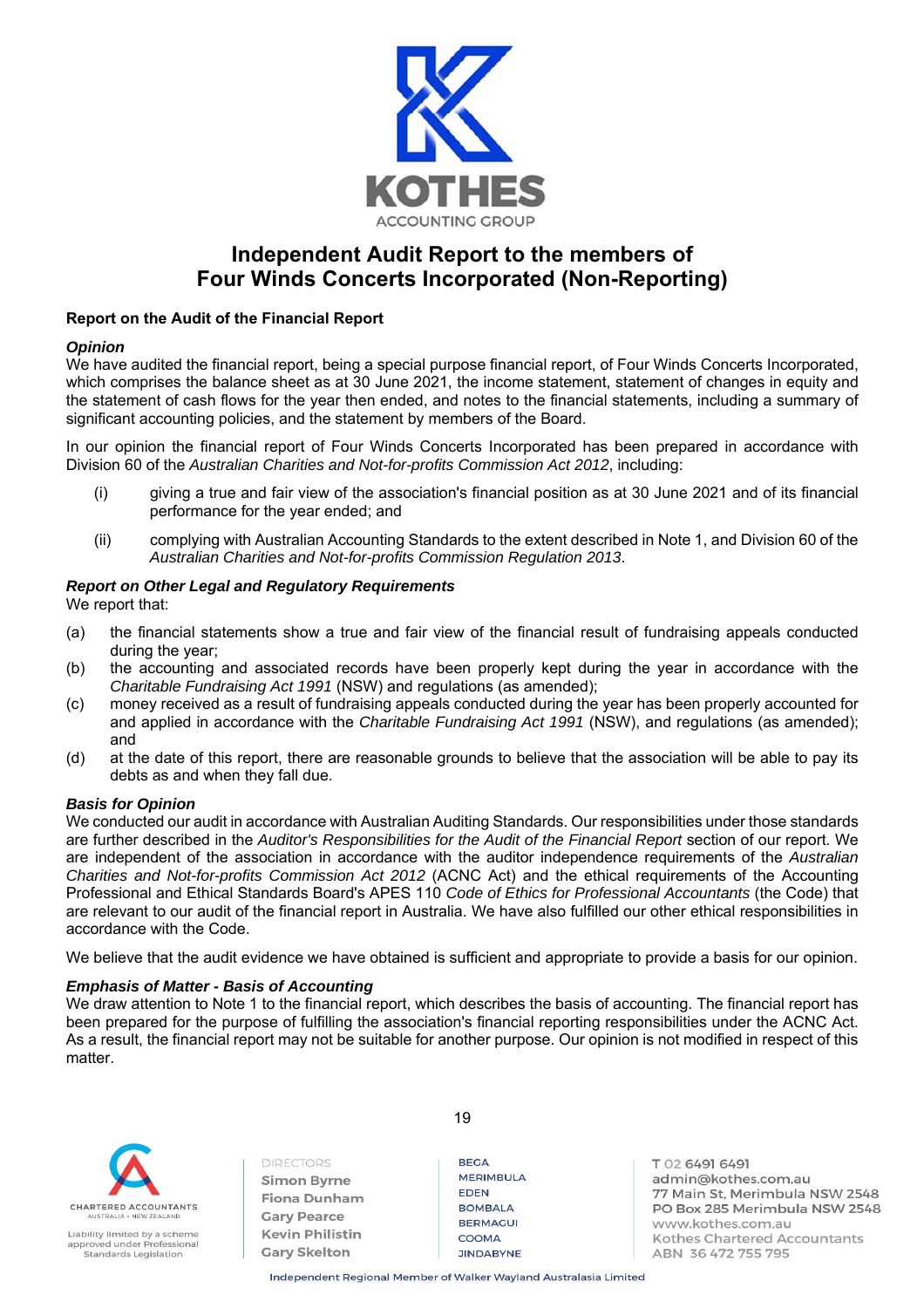# Independent Audit Report to the members of Four Winds Concerts Incorporated (Non-Reporting)

**Report on the Audit of the Financial Report**

***Opinion***

We have audited the financial report, being a special purpose financial report, of Four Winds Concerts Incorporated, which comprises the balance sheet as at 30 June 2021, the income statement, statement of changes in equity and the statement of cash flows for the year then ended, and notes to the financial statements, including a summary of significant accounting policies, and the statement by members of the Board.

In our opinion the financial report of Four Winds Concerts Incorporated has been prepared in accordance with Division 60 of the *Australian Charities and Not-for-profits Commission Act 2012*, including:

(i) giving a true and fair view of the association's financial position as at 30 June 2021 and of its financial performance for the year ended; and

(ii) complying with Australian Accounting Standards to the extent described in Note 1, and Division 60 of the *Australian Charities and Not-for-profits Commission Regulation 2013*.

***Report on Other Legal and Regulatory Requirements***

We report that:

(a) the financial statements show a true and fair view of the financial result of fundraising appeals conducted during the year;

(b) the accounting and associated records have been properly kept during the year in accordance with the *Charitable Fundraising Act 1991* (NSW) and regulations (as amended);

(c) money received as a result of fundraising appeals conducted during the year has been properly accounted for and applied in accordance with the *Charitable Fundraising Act 1991* (NSW), and regulations (as amended); and

(d) at the date of this report, there are reasonable grounds to believe that the association will be able to pay its debts as and when they fall due.

***Basis for Opinion***

We conducted our audit in accordance with Australian Auditing Standards. Our responsibilities under those standards are further described in the *Auditor's Responsibilities for the Audit of the Financial Report* section of our report. We are independent of the association in accordance with the auditor independence requirements of the *Australian Charities and Not-for-profits Commission Act 2012* (ACNC Act) and the ethical requirements of the Accounting Professional and Ethical Standards Board's APES 110 *Code of Ethics for Professional Accountants* (the Code) that are relevant to our audit of the financial report in Australia. We have also fulfilled our other ethical responsibilities in accordance with the Code.

We believe that the audit evidence we have obtained is sufficient and appropriate to provide a basis for our opinion.

***Emphasis of Matter - Basis of Accounting***

We draw attention to Note 1 to the financial report, which describes the basis of accounting. The financial report has been prepared for the purpose of fulfilling the association's financial reporting responsibilities under the ACNC Act. As a result, the financial report may not be suitable for another purpose. Our opinion is not modified in respect of this matter.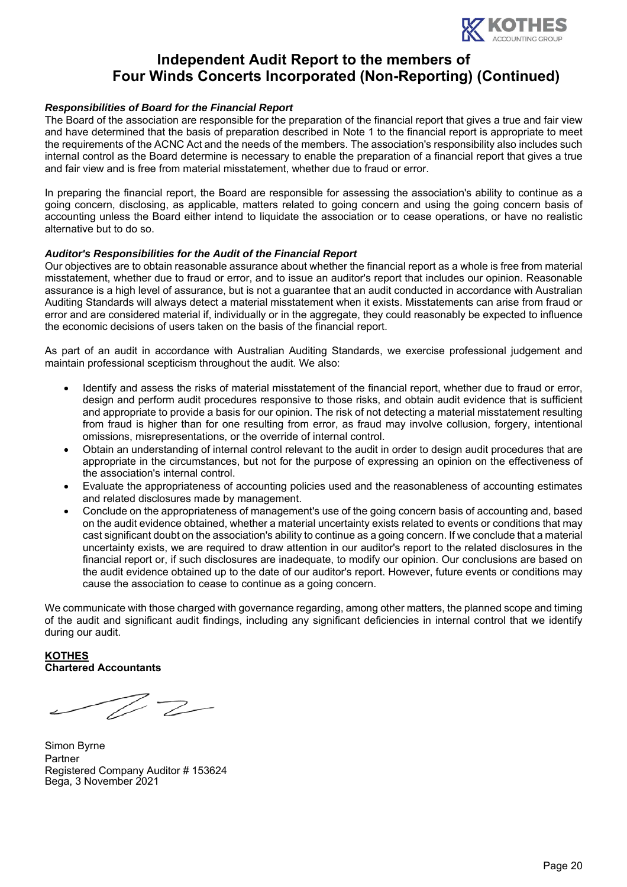## Independent Audit Report to the members of Four Winds Concerts Incorporated (Non-Reporting) (Continued)

***Responsibilities of Board for the Financial Report***

The Board of the association are responsible for the preparation of the financial report that gives a true and fair view and have determined that the basis of preparation described in Note 1 to the financial report is appropriate to meet the requirements of the ACNC Act and the needs of the members. The association's responsibility also includes such internal control as the Board determine is necessary to enable the preparation of a financial report that gives a true and fair view and is free from material misstatement, whether due to fraud or error.

In preparing the financial report, the Board are responsible for assessing the association's ability to continue as a going concern, disclosing, as applicable, matters related to going concern and using the going concern basis of accounting unless the Board either intend to liquidate the association or to cease operations, or have no realistic alternative but to do so.

***Auditor's Responsibilities for the Audit of the Financial Report***

Our objectives are to obtain reasonable assurance about whether the financial report as a whole is free from material misstatement, whether due to fraud or error, and to issue an auditor's report that includes our opinion. Reasonable assurance is a high level of assurance, but is not a guarantee that an audit conducted in accordance with Australian Auditing Standards will always detect a material misstatement when it exists. Misstatements can arise from fraud or error and are considered material if, individually or in the aggregate, they could reasonably be expected to influence the economic decisions of users taken on the basis of the financial report.

As part of an audit in accordance with Australian Auditing Standards, we exercise professional judgement and maintain professional scepticism throughout the audit. We also:

- Identify and assess the risks of material misstatement of the financial report, whether due to fraud or error, design and perform audit procedures responsive to those risks, and obtain audit evidence that is sufficient and appropriate to provide a basis for our opinion. The risk of not detecting a material misstatement resulting from fraud is higher than for one resulting from error, as fraud may involve collusion, forgery, intentional omissions, misrepresentations, or the override of internal control.
- Obtain an understanding of internal control relevant to the audit in order to design audit procedures that are appropriate in the circumstances, but not for the purpose of expressing an opinion on the effectiveness of the association's internal control.
- Evaluate the appropriateness of accounting policies used and the reasonableness of accounting estimates and related disclosures made by management.
- Conclude on the appropriateness of management's use of the going concern basis of accounting and, based on the audit evidence obtained, whether a material uncertainty exists related to events or conditions that may cast significant doubt on the association's ability to continue as a going concern. If we conclude that a material uncertainty exists, we are required to draw attention in our auditor's report to the related disclosures in the financial report or, if such disclosures are inadequate, to modify our opinion. Our conclusions are based on the audit evidence obtained up to the date of our auditor's report. However, future events or conditions may cause the association to cease to continue as a going concern.

We communicate with those charged with governance regarding, among other matters, the planned scope and timing of the audit and significant audit findings, including any significant deficiencies in internal control that we identify during our audit.

**KOTHES**
**Chartered Accountants**

Simon Byrne
Partner
Registered Company Auditor # 153624
Bega, 3 November 2021